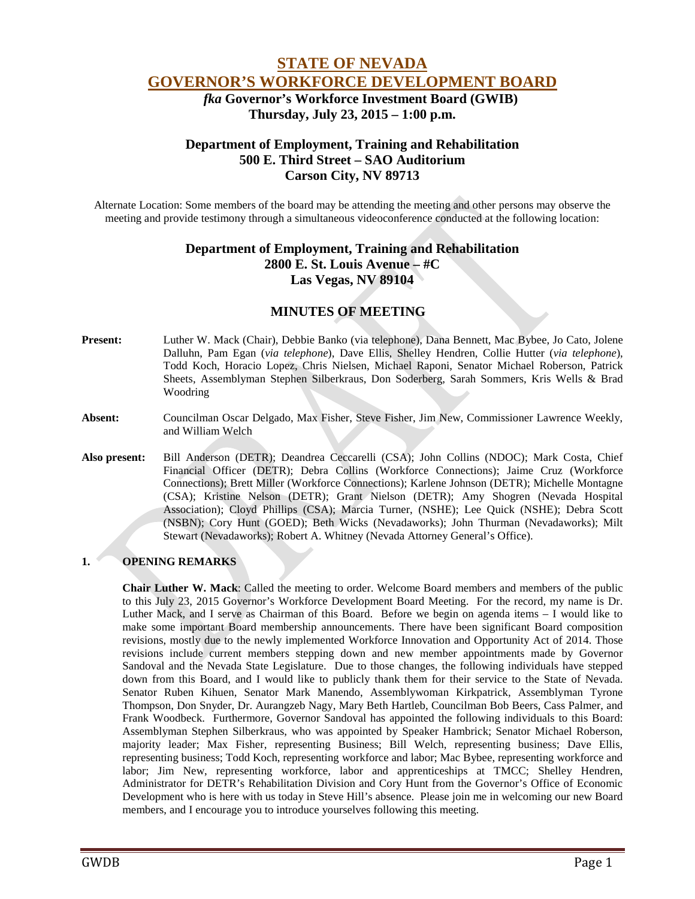# STATE OF NEVADA
# GOVERNOR'S WORKFORCE DEVELOPMENT BOARD

### *fka* Governor's Workforce Investment Board (GWIB)
### Thursday, July 23, 2015 – 1:00 p.m.

### Department of Employment, Training and Rehabilitation
### 500 E. Third Street – SAO Auditorium
### Carson City, NV 89713

Alternate Location: Some members of the board may be attending the meeting and other persons may observe the meeting and provide testimony through a simultaneous videoconference conducted at the following location:

### Department of Employment, Training and Rehabilitation
### 2800 E. St. Louis Avenue – #C
### Las Vegas, NV 89104

## MINUTES OF MEETING

**Present:** Luther W. Mack (Chair), Debbie Banko (via telephone), Dana Bennett, Mac Bybee, Jo Cato, Jolene Dalluhn, Pam Egan (*via telephone*), Dave Ellis, Shelley Hendren, Collie Hutter (*via telephone*), Todd Koch, Horacio Lopez, Chris Nielsen, Michael Raponi, Senator Michael Roberson, Patrick Sheets, Assemblyman Stephen Silberkraus, Don Soderberg, Sarah Sommers, Kris Wells & Brad Woodring

**Absent:** Councilman Oscar Delgado, Max Fisher, Steve Fisher, Jim New, Commissioner Lawrence Weekly, and William Welch

**Also present:** Bill Anderson (DETR); Deandrea Ceccarelli (CSA); John Collins (NDOC); Mark Costa, Chief Financial Officer (DETR); Debra Collins (Workforce Connections); Jaime Cruz (Workforce Connections); Brett Miller (Workforce Connections); Karlene Johnson (DETR); Michelle Montagne (CSA); Kristine Nelson (DETR); Grant Nielson (DETR); Amy Shogren (Nevada Hospital Association); Cloyd Phillips (CSA); Marcia Turner, (NSHE); Lee Quick (NSHE); Debra Scott (NSBN); Cory Hunt (GOED); Beth Wicks (Nevadaworks); John Thurman (Nevadaworks); Milt Stewart (Nevadaworks); Robert A. Whitney (Nevada Attorney General's Office).

### 1. OPENING REMARKS

**Chair Luther W. Mack**: Called the meeting to order. Welcome Board members and members of the public to this July 23, 2015 Governor's Workforce Development Board Meeting. For the record, my name is Dr. Luther Mack, and I serve as Chairman of this Board. Before we begin on agenda items – I would like to make some important Board membership announcements. There have been significant Board composition revisions, mostly due to the newly implemented Workforce Innovation and Opportunity Act of 2014. Those revisions include current members stepping down and new member appointments made by Governor Sandoval and the Nevada State Legislature. Due to those changes, the following individuals have stepped down from this Board, and I would like to publicly thank them for their service to the State of Nevada. Senator Ruben Kihuen, Senator Mark Manendo, Assemblywoman Kirkpatrick, Assemblyman Tyrone Thompson, Don Snyder, Dr. Aurangzeb Nagy, Mary Beth Hartleb, Councilman Bob Beers, Cass Palmer, and Frank Woodbeck. Furthermore, Governor Sandoval has appointed the following individuals to this Board: Assemblyman Stephen Silberkraus, who was appointed by Speaker Hambrick; Senator Michael Roberson, majority leader; Max Fisher, representing Business; Bill Welch, representing business; Dave Ellis, representing business; Todd Koch, representing workforce and labor; Mac Bybee, representing workforce and labor; Jim New, representing workforce, labor and apprenticeships at TMCC; Shelley Hendren, Administrator for DETR's Rehabilitation Division and Cory Hunt from the Governor's Office of Economic Development who is here with us today in Steve Hill's absence. Please join me in welcoming our new Board members, and I encourage you to introduce yourselves following this meeting.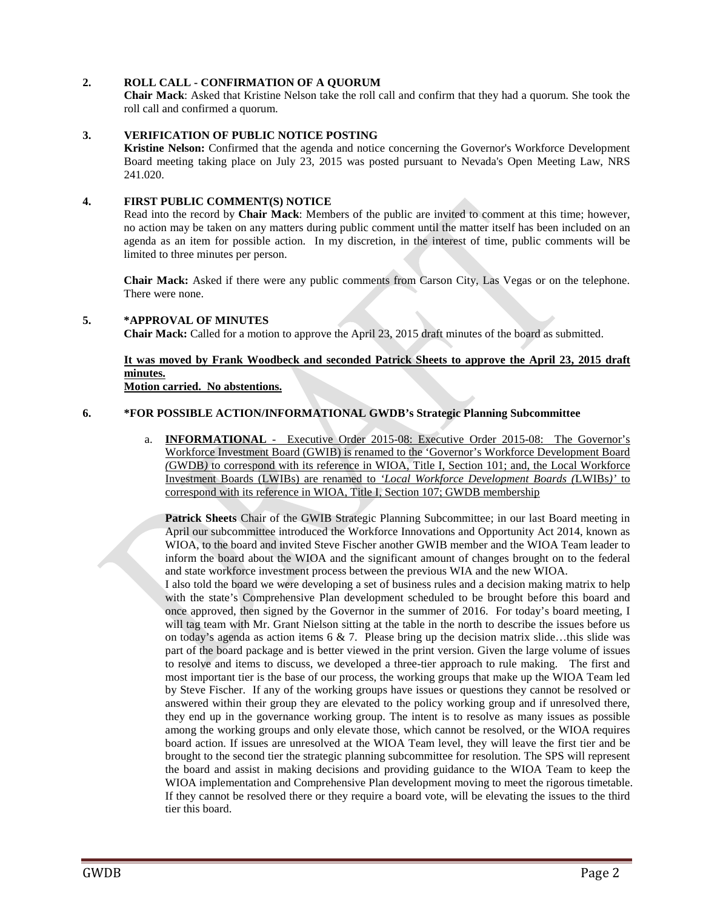**2. ROLL CALL - CONFIRMATION OF A QUORUM**

**Chair Mack**: Asked that Kristine Nelson take the roll call and confirm that they had a quorum. She took the roll call and confirmed a quorum.

**3. VERIFICATION OF PUBLIC NOTICE POSTING**

**Kristine Nelson:** Confirmed that the agenda and notice concerning the Governor's Workforce Development Board meeting taking place on July 23, 2015 was posted pursuant to Nevada's Open Meeting Law, NRS 241.020.

**4. FIRST PUBLIC COMMENT(S) NOTICE**

Read into the record by **Chair Mack**: Members of the public are invited to comment at this time; however, no action may be taken on any matters during public comment until the matter itself has been included on an agenda as an item for possible action. In my discretion, in the interest of time, public comments will be limited to three minutes per person.

**Chair Mack:** Asked if there were any public comments from Carson City, Las Vegas or on the telephone. There were none.

**5. *APPROVAL OF MINUTES**

**Chair Mack:** Called for a motion to approve the April 23, 2015 draft minutes of the board as submitted.

**It was moved by Frank Woodbeck and seconded Patrick Sheets to approve the April 23, 2015 draft minutes.**
**Motion carried. No abstentions.**

**6. *FOR POSSIBLE ACTION/INFORMATIONAL GWDB's Strategic Planning Subcommittee**

a. **INFORMATIONAL** - Executive Order 2015-08: Executive Order 2015-08: The Governor's Workforce Investment Board (GWIB) is renamed to the 'Governor's Workforce Development Board *(*GWDB*)* to correspond with its reference in WIOA, Title I, Section 101; and, the Local Workforce Investment Boards (LWIBs) are renamed to *'Local Workforce Development Boards (*LWIBs*)'* to correspond with its reference in WIOA, Title I, Section 107; GWDB membership

**Patrick Sheets** Chair of the GWIB Strategic Planning Subcommittee; in our last Board meeting in April our subcommittee introduced the Workforce Innovations and Opportunity Act 2014, known as WIOA, to the board and invited Steve Fischer another GWIB member and the WIOA Team leader to inform the board about the WIOA and the significant amount of changes brought on to the federal and state workforce investment process between the previous WIA and the new WIOA.

I also told the board we were developing a set of business rules and a decision making matrix to help with the state's Comprehensive Plan development scheduled to be brought before this board and once approved, then signed by the Governor in the summer of 2016. For today's board meeting, I will tag team with Mr. Grant Nielson sitting at the table in the north to describe the issues before us on today's agenda as action items 6 & 7. Please bring up the decision matrix slide…this slide was part of the board package and is better viewed in the print version. Given the large volume of issues to resolve and items to discuss, we developed a three-tier approach to rule making. The first and most important tier is the base of our process, the working groups that make up the WIOA Team led by Steve Fischer. If any of the working groups have issues or questions they cannot be resolved or answered within their group they are elevated to the policy working group and if unresolved there, they end up in the governance working group. The intent is to resolve as many issues as possible among the working groups and only elevate those, which cannot be resolved, or the WIOA requires board action. If issues are unresolved at the WIOA Team level, they will leave the first tier and be brought to the second tier the strategic planning subcommittee for resolution. The SPS will represent the board and assist in making decisions and providing guidance to the WIOA Team to keep the WIOA implementation and Comprehensive Plan development moving to meet the rigorous timetable. If they cannot be resolved there or they require a board vote, will be elevating the issues to the third tier this board.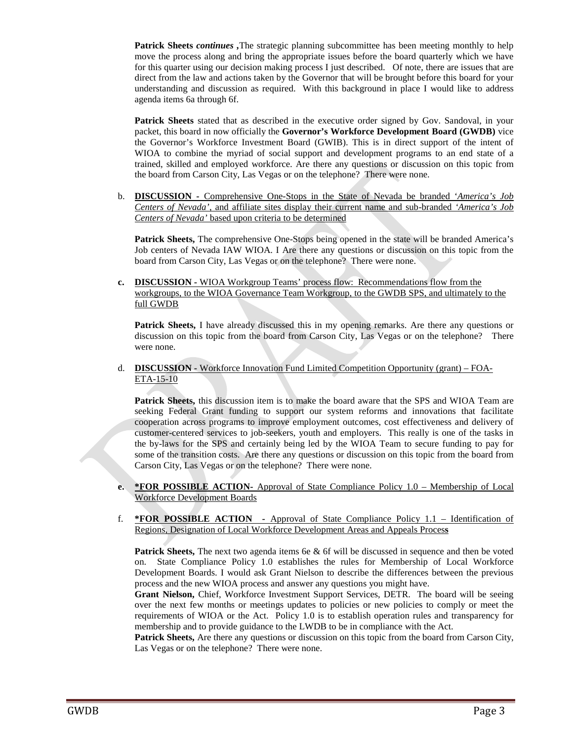**Patrick Sheets** ***continues*** **,**The strategic planning subcommittee has been meeting monthly to help move the process along and bring the appropriate issues before the board quarterly which we have for this quarter using our decision making process I just described. Of note, there are issues that are direct from the law and actions taken by the Governor that will be brought before this board for your understanding and discussion as required. With this background in place I would like to address agenda items 6a through 6f.

**Patrick Sheets** stated that as described in the executive order signed by Gov. Sandoval, in your packet, this board in now officially the **Governor's Workforce Development Board (GWDB)** vice the Governor's Workforce Investment Board (GWIB). This is in direct support of the intent of WIOA to combine the myriad of social support and development programs to an end state of a trained, skilled and employed workforce. Are there any questions or discussion on this topic from the board from Carson City, Las Vegas or on the telephone? There were none.

b. **DISCUSSION -** Comprehensive One-Stops in the State of Nevada be branded *'America's Job Centers of Nevada'*, and affiliate sites display their current name and sub-branded *'America's Job Centers of Nevada'* based upon criteria to be determined

**Patrick Sheets,** The comprehensive One-Stops being opened in the state will be branded America's Job centers of Nevada IAW WIOA. I Are there any questions or discussion on this topic from the board from Carson City, Las Vegas or on the telephone? There were none.

**c. DISCUSSION -** WIOA Workgroup Teams' process flow: Recommendations flow from the workgroups, to the WIOA Governance Team Workgroup, to the GWDB SPS, and ultimately to the full GWDB

**Patrick Sheets,** I have already discussed this in my opening remarks. Are there any questions or discussion on this topic from the board from Carson City, Las Vegas or on the telephone? There were none.

d. **DISCUSSION -** Workforce Innovation Fund Limited Competition Opportunity (grant) – FOA-ETA-15-10

**Patrick Sheets,** this discussion item is to make the board aware that the SPS and WIOA Team are seeking Federal Grant funding to support our system reforms and innovations that facilitate cooperation across programs to improve employment outcomes, cost effectiveness and delivery of customer-centered services to job-seekers, youth and employers. This really is one of the tasks in the by-laws for the SPS and certainly being led by the WIOA Team to secure funding to pay for some of the transition costs. Are there any questions or discussion on this topic from the board from Carson City, Las Vegas or on the telephone? There were none.

**e. *FOR POSSIBLE ACTION-** Approval of State Compliance Policy 1.0 – Membership of Local Workforce Development Boards

f. **\*FOR POSSIBLE ACTION -** Approval of State Compliance Policy 1.1 – Identification of Regions, Designation of Local Workforce Development Areas and Appeals Process

**Patrick Sheets,** The next two agenda items 6e & 6f will be discussed in sequence and then be voted on. State Compliance Policy 1.0 establishes the rules for Membership of Local Workforce Development Boards. I would ask Grant Nielson to describe the differences between the previous process and the new WIOA process and answer any questions you might have.

**Grant Nielson,** Chief, Workforce Investment Support Services, DETR. The board will be seeing over the next few months or meetings updates to policies or new policies to comply or meet the requirements of WIOA or the Act. Policy 1.0 is to establish operation rules and transparency for membership and to provide guidance to the LWDB to be in compliance with the Act.

**Patrick Sheets,** Are there any questions or discussion on this topic from the board from Carson City, Las Vegas or on the telephone? There were none.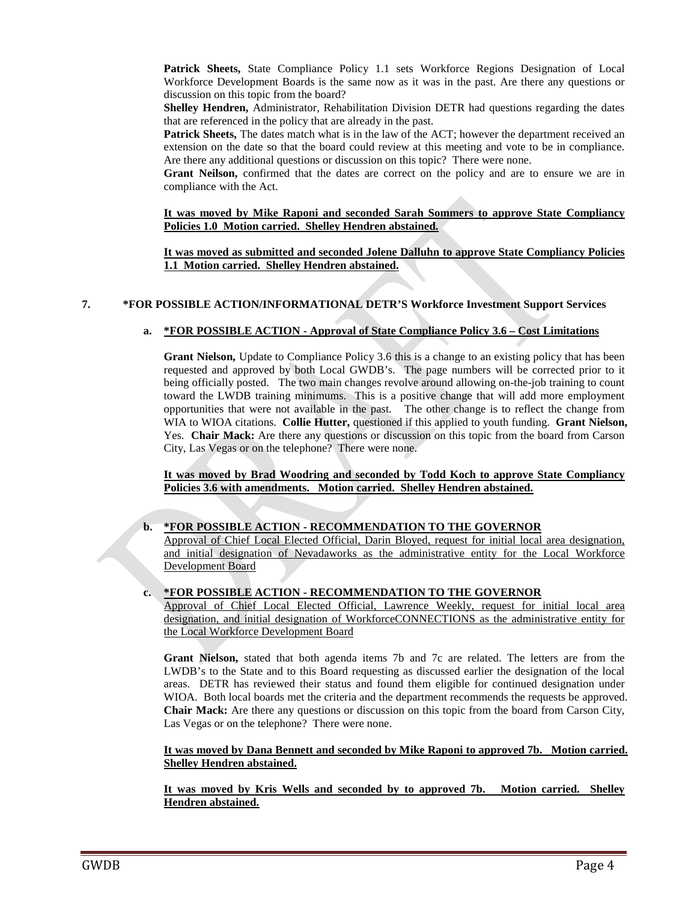**Patrick Sheets,** State Compliance Policy 1.1 sets Workforce Regions Designation of Local Workforce Development Boards is the same now as it was in the past. Are there any questions or discussion on this topic from the board?

**Shelley Hendren,** Administrator, Rehabilitation Division DETR had questions regarding the dates that are referenced in the policy that are already in the past.

**Patrick Sheets,** The dates match what is in the law of the ACT; however the department received an extension on the date so that the board could review at this meeting and vote to be in compliance. Are there any additional questions or discussion on this topic? There were none.

**Grant Neilson,** confirmed that the dates are correct on the policy and are to ensure we are in compliance with the Act.

**It was moved by Mike Raponi and seconded Sarah Sommers to approve State Compliancy Policies 1.0 Motion carried. Shelley Hendren abstained.**

**It was moved as submitted and seconded Jolene Dalluhn to approve State Compliancy Policies 1.1 Motion carried. Shelley Hendren abstained.**

## 7. *FOR POSSIBLE ACTION/INFORMATIONAL DETR'S Workforce Investment Support Services

### a. *FOR POSSIBLE ACTION - Approval of State Compliance Policy 3.6 – Cost Limitations

**Grant Nielson,** Update to Compliance Policy 3.6 this is a change to an existing policy that has been requested and approved by both Local GWDB's. The page numbers will be corrected prior to it being officially posted. The two main changes revolve around allowing on-the-job training to count toward the LWDB training minimums. This is a positive change that will add more employment opportunities that were not available in the past. The other change is to reflect the change from WIA to WIOA citations. **Collie Hutter,** questioned if this applied to youth funding. **Grant Nielson,** Yes. **Chair Mack:** Are there any questions or discussion on this topic from the board from Carson City, Las Vegas or on the telephone? There were none.

**It was moved by Brad Woodring and seconded by Todd Koch to approve State Compliancy Policies 3.6 with amendments. Motion carried. Shelley Hendren abstained.**

### b. *FOR POSSIBLE ACTION - RECOMMENDATION TO THE GOVERNOR

Approval of Chief Local Elected Official, Darin Bloyed, request for initial local area designation, and initial designation of Nevadaworks as the administrative entity for the Local Workforce Development Board

### c. *FOR POSSIBLE ACTION - RECOMMENDATION TO THE GOVERNOR

Approval of Chief Local Elected Official, Lawrence Weekly, request for initial local area designation, and initial designation of WorkforceCONNECTIONS as the administrative entity for the Local Workforce Development Board

**Grant Nielson,** stated that both agenda items 7b and 7c are related. The letters are from the LWDB's to the State and to this Board requesting as discussed earlier the designation of the local areas. DETR has reviewed their status and found them eligible for continued designation under WIOA. Both local boards met the criteria and the department recommends the requests be approved. **Chair Mack:** Are there any questions or discussion on this topic from the board from Carson City, Las Vegas or on the telephone? There were none.

**It was moved by Dana Bennett and seconded by Mike Raponi to approved 7b. Motion carried. Shelley Hendren abstained.**

**It was moved by Kris Wells and seconded by to approved 7b. Motion carried. Shelley Hendren abstained.**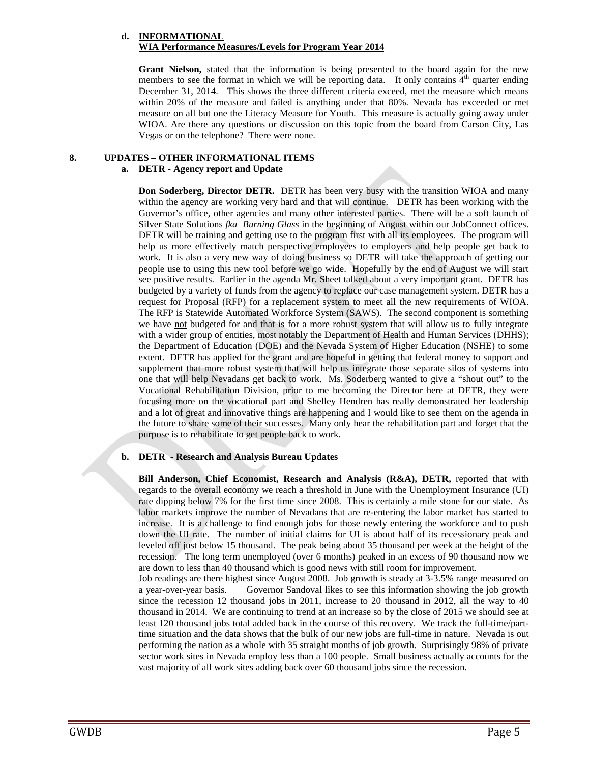**d. INFORMATIONAL**
**WIA Performance Measures/Levels for Program Year 2014**

**Grant Nielson,** stated that the information is being presented to the board again for the new members to see the format in which we will be reporting data. It only contains 4th quarter ending December 31, 2014. This shows the three different criteria exceed, met the measure which means within 20% of the measure and failed is anything under that 80%. Nevada has exceeded or met measure on all but one the Literacy Measure for Youth. This measure is actually going away under WIOA. Are there any questions or discussion on this topic from the board from Carson City, Las Vegas or on the telephone? There were none.

**8. UPDATES – OTHER INFORMATIONAL ITEMS**

**a. DETR - Agency report and Update**

**Don Soderberg, Director DETR.** DETR has been very busy with the transition WIOA and many within the agency are working very hard and that will continue. DETR has been working with the Governor's office, other agencies and many other interested parties. There will be a soft launch of Silver State Solutions *fka Burning Glass* in the beginning of August within our JobConnect offices. DETR will be training and getting use to the program first with all its employees. The program will help us more effectively match perspective employees to employers and help people get back to work. It is also a very new way of doing business so DETR will take the approach of getting our people use to using this new tool before we go wide. Hopefully by the end of August we will start see positive results. Earlier in the agenda Mr. Sheet talked about a very important grant. DETR has budgeted by a variety of funds from the agency to replace our case management system. DETR has a request for Proposal (RFP) for a replacement system to meet all the new requirements of WIOA. The RFP is Statewide Automated Workforce System (SAWS). The second component is something we have not budgeted for and that is for a more robust system that will allow us to fully integrate with a wider group of entities, most notably the Department of Health and Human Services (DHHS); the Department of Education (DOE) and the Nevada System of Higher Education (NSHE) to some extent. DETR has applied for the grant and are hopeful in getting that federal money to support and supplement that more robust system that will help us integrate those separate silos of systems into one that will help Nevadans get back to work. Ms. Soderberg wanted to give a "shout out" to the Vocational Rehabilitation Division, prior to me becoming the Director here at DETR, they were focusing more on the vocational part and Shelley Hendren has really demonstrated her leadership and a lot of great and innovative things are happening and I would like to see them on the agenda in the future to share some of their successes. Many only hear the rehabilitation part and forget that the purpose is to rehabilitate to get people back to work.

**b. DETR - Research and Analysis Bureau Updates**

**Bill Anderson, Chief Economist, Research and Analysis (R&A), DETR,** reported that with regards to the overall economy we reach a threshold in June with the Unemployment Insurance (UI) rate dipping below 7% for the first time since 2008. This is certainly a mile stone for our state. As labor markets improve the number of Nevadans that are re-entering the labor market has started to increase. It is a challenge to find enough jobs for those newly entering the workforce and to push down the UI rate. The number of initial claims for UI is about half of its recessionary peak and leveled off just below 15 thousand. The peak being about 35 thousand per week at the height of the recession. The long term unemployed (over 6 months) peaked in an excess of 90 thousand now we are down to less than 40 thousand which is good news with still room for improvement.
Job readings are there highest since August 2008. Job growth is steady at 3-3.5% range measured on a year-over-year basis. Governor Sandoval likes to see this information showing the job growth since the recession 12 thousand jobs in 2011, increase to 20 thousand in 2012, all the way to 40 thousand in 2014. We are continuing to trend at an increase so by the close of 2015 we should see at least 120 thousand jobs total added back in the course of this recovery. We track the full-time/part-time situation and the data shows that the bulk of our new jobs are full-time in nature. Nevada is out performing the nation as a whole with 35 straight months of job growth. Surprisingly 98% of private sector work sites in Nevada employ less than a 100 people. Small business actually accounts for the vast majority of all work sites adding back over 60 thousand jobs since the recession.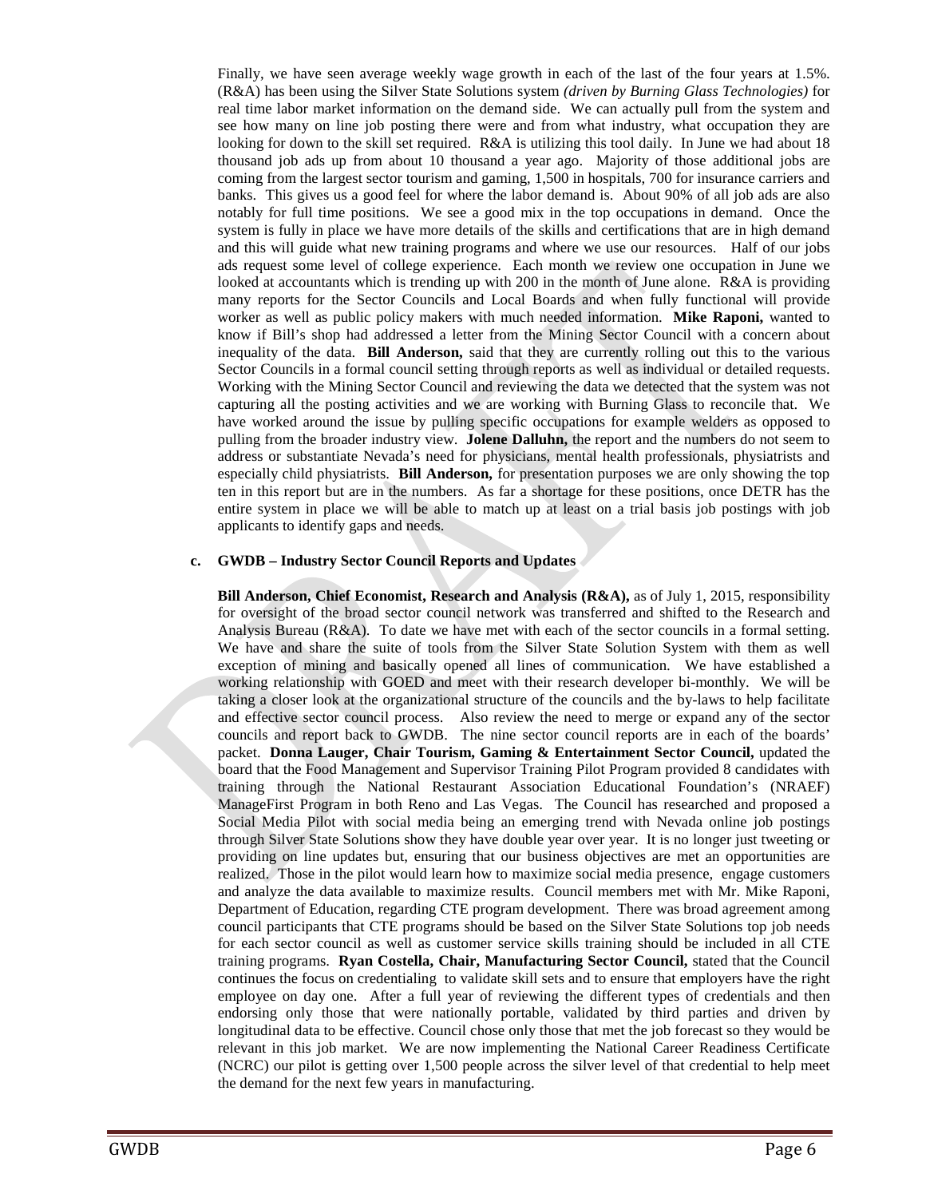Finally, we have seen average weekly wage growth in each of the last of the four years at 1.5%. (R&A) has been using the Silver State Solutions system *(driven by Burning Glass Technologies)* for real time labor market information on the demand side. We can actually pull from the system and see how many on line job posting there were and from what industry, what occupation they are looking for down to the skill set required. R&A is utilizing this tool daily. In June we had about 18 thousand job ads up from about 10 thousand a year ago. Majority of those additional jobs are coming from the largest sector tourism and gaming, 1,500 in hospitals, 700 for insurance carriers and banks. This gives us a good feel for where the labor demand is. About 90% of all job ads are also notably for full time positions. We see a good mix in the top occupations in demand. Once the system is fully in place we have more details of the skills and certifications that are in high demand and this will guide what new training programs and where we use our resources. Half of our jobs ads request some level of college experience. Each month we review one occupation in June we looked at accountants which is trending up with 200 in the month of June alone. R&A is providing many reports for the Sector Councils and Local Boards and when fully functional will provide worker as well as public policy makers with much needed information. **Mike Raponi,** wanted to know if Bill's shop had addressed a letter from the Mining Sector Council with a concern about inequality of the data. **Bill Anderson,** said that they are currently rolling out this to the various Sector Councils in a formal council setting through reports as well as individual or detailed requests. Working with the Mining Sector Council and reviewing the data we detected that the system was not capturing all the posting activities and we are working with Burning Glass to reconcile that. We have worked around the issue by pulling specific occupations for example welders as opposed to pulling from the broader industry view. **Jolene Dalluhn,** the report and the numbers do not seem to address or substantiate Nevada's need for physicians, mental health professionals, physiatrists and especially child physiatrists. **Bill Anderson,** for presentation purposes we are only showing the top ten in this report but are in the numbers. As far a shortage for these positions, once DETR has the entire system in place we will be able to match up at least on a trial basis job postings with job applicants to identify gaps and needs.

**c. GWDB – Industry Sector Council Reports and Updates**

**Bill Anderson, Chief Economist, Research and Analysis (R&A),** as of July 1, 2015, responsibility for oversight of the broad sector council network was transferred and shifted to the Research and Analysis Bureau (R&A). To date we have met with each of the sector councils in a formal setting. We have and share the suite of tools from the Silver State Solution System with them as well exception of mining and basically opened all lines of communication. We have established a working relationship with GOED and meet with their research developer bi-monthly. We will be taking a closer look at the organizational structure of the councils and the by-laws to help facilitate and effective sector council process. Also review the need to merge or expand any of the sector councils and report back to GWDB. The nine sector council reports are in each of the boards' packet. **Donna Lauger, Chair Tourism, Gaming & Entertainment Sector Council,** updated the board that the Food Management and Supervisor Training Pilot Program provided 8 candidates with training through the National Restaurant Association Educational Foundation's (NRAEF) ManageFirst Program in both Reno and Las Vegas. The Council has researched and proposed a Social Media Pilot with social media being an emerging trend with Nevada online job postings through Silver State Solutions show they have double year over year. It is no longer just tweeting or providing on line updates but, ensuring that our business objectives are met an opportunities are realized. Those in the pilot would learn how to maximize social media presence, engage customers and analyze the data available to maximize results. Council members met with Mr. Mike Raponi, Department of Education, regarding CTE program development. There was broad agreement among council participants that CTE programs should be based on the Silver State Solutions top job needs for each sector council as well as customer service skills training should be included in all CTE training programs. **Ryan Costella, Chair, Manufacturing Sector Council,** stated that the Council continues the focus on credentialing to validate skill sets and to ensure that employers have the right employee on day one. After a full year of reviewing the different types of credentials and then endorsing only those that were nationally portable, validated by third parties and driven by longitudinal data to be effective. Council chose only those that met the job forecast so they would be relevant in this job market. We are now implementing the National Career Readiness Certificate (NCRC) our pilot is getting over 1,500 people across the silver level of that credential to help meet the demand for the next few years in manufacturing.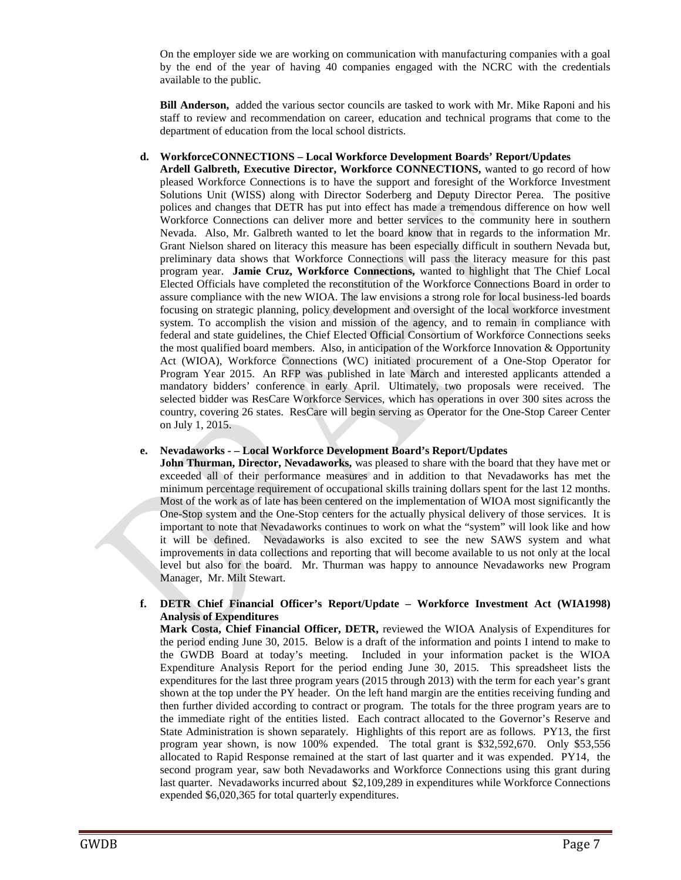On the employer side we are working on communication with manufacturing companies with a goal by the end of the year of having 40 companies engaged with the NCRC with the credentials available to the public.

**Bill Anderson,** added the various sector councils are tasked to work with Mr. Mike Raponi and his staff to review and recommendation on career, education and technical programs that come to the department of education from the local school districts.

**d. WorkforceCONNECTIONS – Local Workforce Development Boards' Report/Updates**

**Ardell Galbreth, Executive Director, Workforce CONNECTIONS,** wanted to go record of how pleased Workforce Connections is to have the support and foresight of the Workforce Investment Solutions Unit (WISS) along with Director Soderberg and Deputy Director Perea. The positive polices and changes that DETR has put into effect has made a tremendous difference on how well Workforce Connections can deliver more and better services to the community here in southern Nevada. Also, Mr. Galbreth wanted to let the board know that in regards to the information Mr. Grant Nielson shared on literacy this measure has been especially difficult in southern Nevada but, preliminary data shows that Workforce Connections will pass the literacy measure for this past program year. **Jamie Cruz, Workforce Connections,** wanted to highlight that The Chief Local Elected Officials have completed the reconstitution of the Workforce Connections Board in order to assure compliance with the new WIOA. The law envisions a strong role for local business-led boards focusing on strategic planning, policy development and oversight of the local workforce investment system. To accomplish the vision and mission of the agency, and to remain in compliance with federal and state guidelines, the Chief Elected Official Consortium of Workforce Connections seeks the most qualified board members. Also, in anticipation of the Workforce Innovation & Opportunity Act (WIOA), Workforce Connections (WC) initiated procurement of a One-Stop Operator for Program Year 2015. An RFP was published in late March and interested applicants attended a mandatory bidders' conference in early April. Ultimately, two proposals were received. The selected bidder was ResCare Workforce Services, which has operations in over 300 sites across the country, covering 26 states. ResCare will begin serving as Operator for the One-Stop Career Center on July 1, 2015.

**e. Nevadaworks - – Local Workforce Development Board's Report/Updates**

**John Thurman, Director, Nevadaworks,** was pleased to share with the board that they have met or exceeded all of their performance measures and in addition to that Nevadaworks has met the minimum percentage requirement of occupational skills training dollars spent for the last 12 months. Most of the work as of late has been centered on the implementation of WIOA most significantly the One-Stop system and the One-Stop centers for the actually physical delivery of those services. It is important to note that Nevadaworks continues to work on what the "system" will look like and how it will be defined. Nevadaworks is also excited to see the new SAWS system and what improvements in data collections and reporting that will become available to us not only at the local level but also for the board. Mr. Thurman was happy to announce Nevadaworks new Program Manager, Mr. Milt Stewart.

**f. DETR Chief Financial Officer's Report/Update – Workforce Investment Act (WIA1998) Analysis of Expenditures**

**Mark Costa, Chief Financial Officer, DETR,** reviewed the WIOA Analysis of Expenditures for the period ending June 30, 2015. Below is a draft of the information and points I intend to make to the GWDB Board at today's meeting. Included in your information packet is the WIOA Expenditure Analysis Report for the period ending June 30, 2015. This spreadsheet lists the expenditures for the last three program years (2015 through 2013) with the term for each year's grant shown at the top under the PY header. On the left hand margin are the entities receiving funding and then further divided according to contract or program. The totals for the three program years are to the immediate right of the entities listed. Each contract allocated to the Governor's Reserve and State Administration is shown separately. Highlights of this report are as follows. PY13, the first program year shown, is now 100% expended. The total grant is $32,592,670. Only $53,556 allocated to Rapid Response remained at the start of last quarter and it was expended. PY14, the second program year, saw both Nevadaworks and Workforce Connections using this grant during last quarter. Nevadaworks incurred about $2,109,289 in expenditures while Workforce Connections expended $6,020,365 for total quarterly expenditures.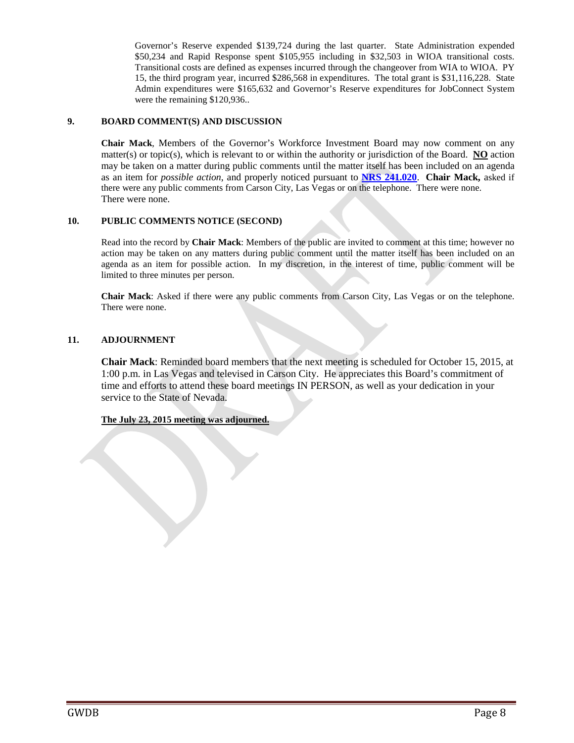Governor's Reserve expended $139,724 during the last quarter. State Administration expended $50,234 and Rapid Response spent $105,955 including in $32,503 in WIOA transitional costs. Transitional costs are defined as expenses incurred through the changeover from WIA to WIOA. PY 15, the third program year, incurred $286,568 in expenditures. The total grant is $31,116,228. State Admin expenditures were $165,632 and Governor's Reserve expenditures for JobConnect System were the remaining $120,936..

**9. BOARD COMMENT(S) AND DISCUSSION**

**Chair Mack**, Members of the Governor's Workforce Investment Board may now comment on any matter(s) or topic(s), which is relevant to or within the authority or jurisdiction of the Board. **NO** action may be taken on a matter during public comments until the matter itself has been included on an agenda as an item for *possible action*, and properly noticed pursuant to **NRS 241.020**. **Chair Mack,** asked if there were any public comments from Carson City, Las Vegas or on the telephone. There were none. There were none.

**10. PUBLIC COMMENTS NOTICE (SECOND)**

Read into the record by **Chair Mack**: Members of the public are invited to comment at this time; however no action may be taken on any matters during public comment until the matter itself has been included on an agenda as an item for possible action. In my discretion, in the interest of time, public comment will be limited to three minutes per person.

**Chair Mack**: Asked if there were any public comments from Carson City, Las Vegas or on the telephone. There were none.

**11. ADJOURNMENT**

**Chair Mack**: Reminded board members that the next meeting is scheduled for October 15, 2015, at 1:00 p.m. in Las Vegas and televised in Carson City. He appreciates this Board's commitment of time and efforts to attend these board meetings IN PERSON, as well as your dedication in your service to the State of Nevada.

**The July 23, 2015 meeting was adjourned.**